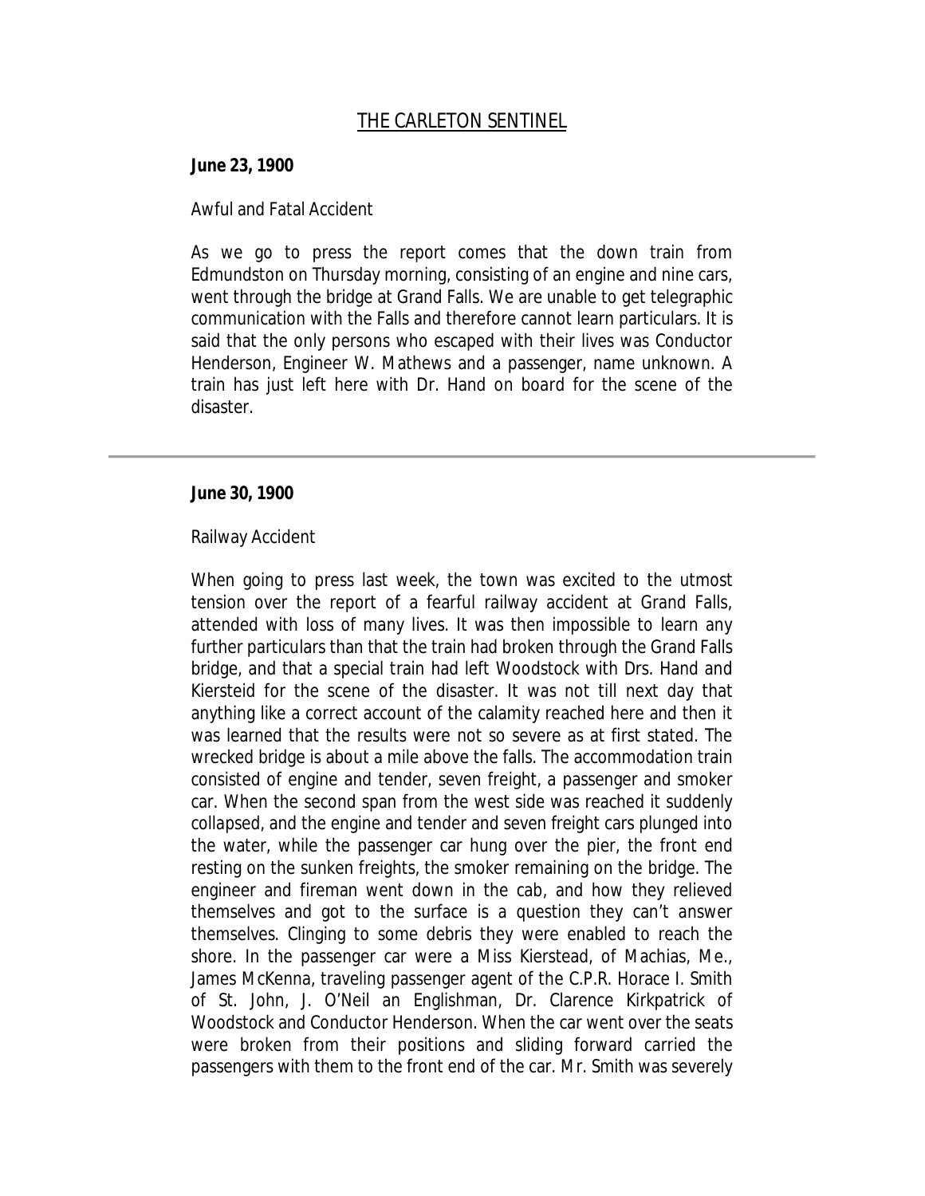# THE CARLETON SENTINEL

**June 23, 1900**

Awful and Fatal Accident

As we go to press the report comes that the down train from Edmundston on Thursday morning, consisting of an engine and nine cars, went through the bridge at Grand Falls. We are unable to get telegraphic communication with the Falls and therefore cannot learn particulars. It is said that the only persons who escaped with their lives was Conductor Henderson, Engineer W. Mathews and a passenger, name unknown. A train has just left here with Dr. Hand on board for the scene of the disaster.

---

**June 30, 1900**

Railway Accident

When going to press last week, the town was excited to the utmost tension over the report of a fearful railway accident at Grand Falls, attended with loss of many lives. It was then impossible to learn any further particulars than that the train had broken through the Grand Falls bridge, and that a special train had left Woodstock with Drs. Hand and Kiersteid for the scene of the disaster. It was not till next day that anything like a correct account of the calamity reached here and then it was learned that the results were not so severe as at first stated. The wrecked bridge is about a mile above the falls. The accommodation train consisted of engine and tender, seven freight, a passenger and smoker car. When the second span from the west side was reached it suddenly collapsed, and the engine and tender and seven freight cars plunged into the water, while the passenger car hung over the pier, the front end resting on the sunken freights, the smoker remaining on the bridge. The engineer and fireman went down in the cab, and how they relieved themselves and got to the surface is a question they can't answer themselves. Clinging to some debris they were enabled to reach the shore. In the passenger car were a Miss Kierstead, of Machias, Me., James McKenna, traveling passenger agent of the C.P.R. Horace I. Smith of St. John, J. O'Neil an Englishman, Dr. Clarence Kirkpatrick of Woodstock and Conductor Henderson. When the car went over the seats were broken from their positions and sliding forward carried the passengers with them to the front end of the car. Mr. Smith was severely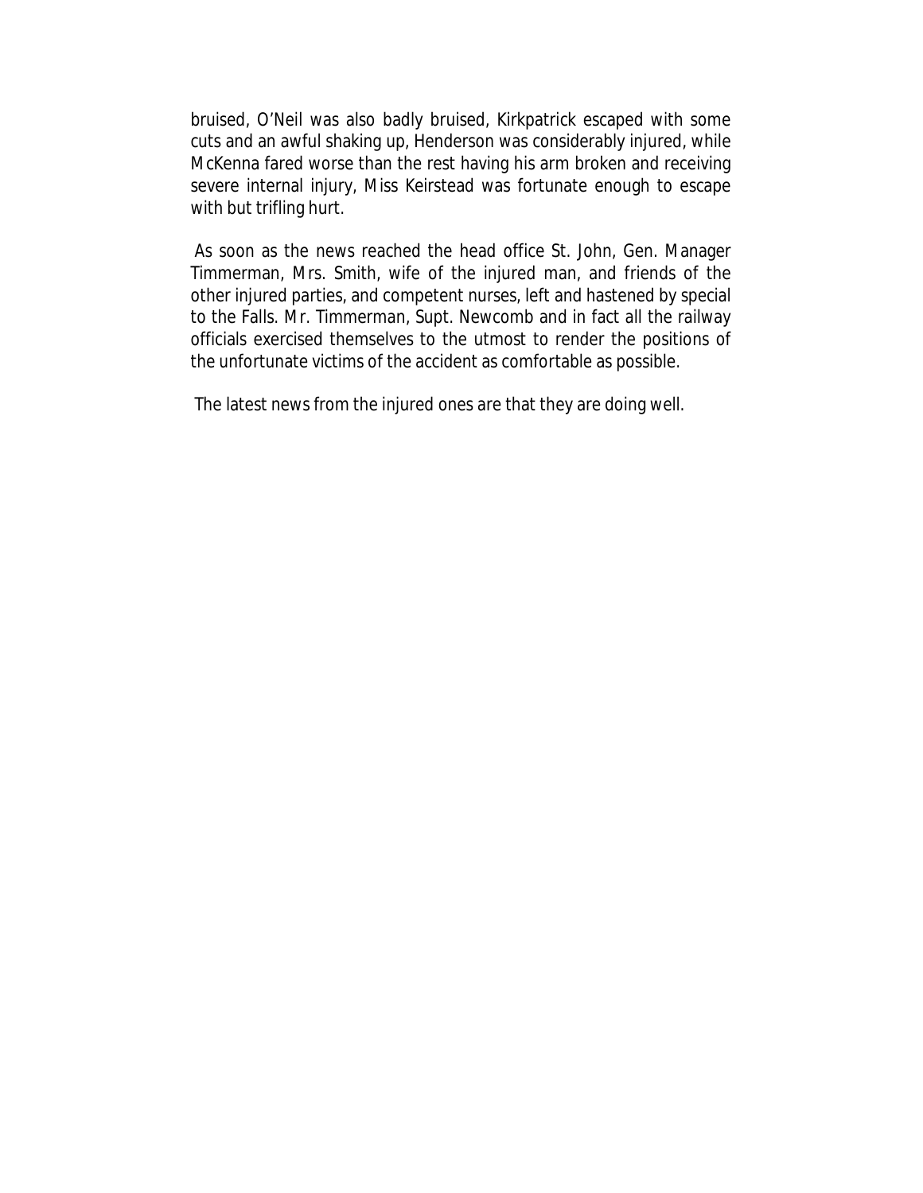bruised, O'Neil was also badly bruised, Kirkpatrick escaped with some cuts and an awful shaking up, Henderson was considerably injured, while McKenna fared worse than the rest having his arm broken and receiving severe internal injury, Miss Keirstead was fortunate enough to escape with but trifling hurt.

As soon as the news reached the head office St. John, Gen. Manager Timmerman, Mrs. Smith, wife of the injured man, and friends of the other injured parties, and competent nurses, left and hastened by special to the Falls. Mr. Timmerman, Supt. Newcomb and in fact all the railway officials exercised themselves to the utmost to render the positions of the unfortunate victims of the accident as comfortable as possible.

The latest news from the injured ones are that they are doing well.